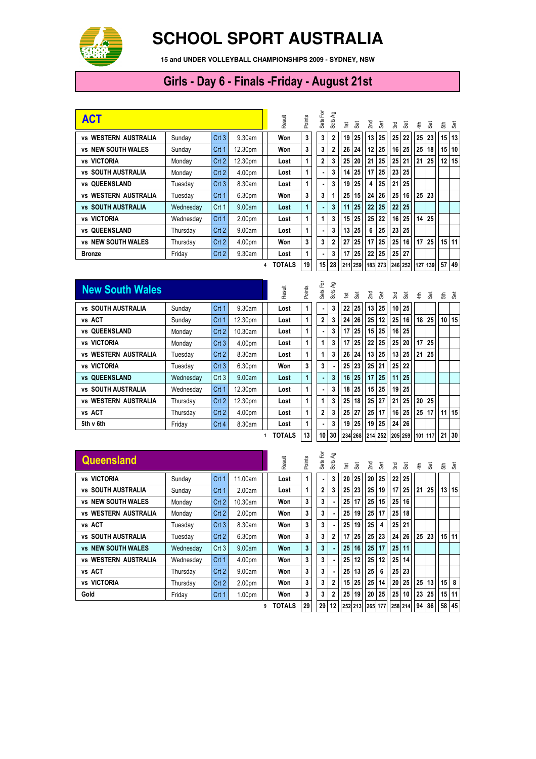# SCHOOL SPORT AUSTRALIA

**15 and UNDER VOLLEYBALL CHAMPIONSHIPS 2009 - SYDNEY, NSW**

## Girls - Day 6 - Finals -Friday - August 21st

| ACT | | | | Result | Points | Sets For | Sets Ag | 1st | Set | 2nd | Set | 3rd | Set | 4th | Set | 5th | Set |
|---|---|---|---|---|---|---|---|---|---|---|---|---|---|---|---|---|---|
| vs WESTERN AUSTRALIA | Sunday | Crt 3 | 9.30am | Won | 3 | 3 | 2 | 19 | 25 | 13 | 25 | 25 | 22 | 25 | 23 | 15 | 13 |
| vs NEW SOUTH WALES | Sunday | Crt 1 | 12.30pm | Won | 3 | 3 | 2 | 26 | 24 | 12 | 25 | 16 | 25 | 25 | 18 | 15 | 10 |
| vs VICTORIA | Monday | Crt 2 | 12.30pm | Lost | 1 | 2 | 3 | 25 | 20 | 21 | 25 | 25 | 21 | 21 | 25 | 12 | 15 |
| vs SOUTH AUSTRALIA | Monday | Crt 2 | 4.00pm | Lost | 1 | - | 3 | 14 | 25 | 17 | 25 | 23 | 25 | | | | |
| vs QUEENSLAND | Tuesday | Crt 3 | 8.30am | Lost | 1 | - | 3 | 19 | 25 | 4 | 25 | 21 | 25 | | | | |
| vs WESTERN AUSTRALIA | Tuesday | Crt 1 | 6.30pm | Won | 3 | 3 | 1 | 25 | 15 | 24 | 26 | 25 | 16 | 25 | 23 | | |
| vs SOUTH AUSTRALIA | Wednesday | Crt 1 | 9.00am | Lost | 1 | - | 3 | 11 | 25 | 22 | 25 | 22 | 25 | | | | |
| vs VICTORIA | Wednesday | Crt 1 | 2.00pm | Lost | 1 | 1 | 3 | 15 | 25 | 25 | 22 | 16 | 25 | 14 | 25 | | |
| vs QUEENSLAND | Thursday | Crt 2 | 9.00am | Lost | 1 | - | 3 | 13 | 25 | 6 | 25 | 23 | 25 | | | | |
| vs NEW SOUTH WALES | Thursday | Crt 2 | 4.00pm | Won | 3 | 3 | 2 | 27 | 25 | 17 | 25 | 25 | 16 | 17 | 25 | 15 | 11 |
| Bronze | Friday | Crt 2 | 9.30am | Lost | 1 | - | 3 | 17 | 25 | 22 | 25 | 25 | 27 | | | | |
| | | | 4 | TOTALS | 19 | 15 | 28 | 211 | 259 | 183 | 273 | 246 | 252 | 127 | 139 | 57 | 49 |

| New South Wales | | | | Result | Points | Sets For | Sets Ag | 1st | Set | 2nd | Set | 3rd | Set | 4th | Set | 5th | Set |
|---|---|---|---|---|---|---|---|---|---|---|---|---|---|---|---|---|---|
| vs SOUTH AUSTRALIA | Sunday | Crt 1 | 9.30am | Lost | 1 | - | 3 | 22 | 25 | 13 | 25 | 10 | 25 | | | | |
| vs ACT | Sunday | Crt 1 | 12.30pm | Lost | 1 | 2 | 3 | 24 | 26 | 25 | 12 | 25 | 16 | 18 | 25 | 10 | 15 |
| vs QUEENSLAND | Monday | Crt 2 | 10.30am | Lost | 1 | - | 3 | 17 | 25 | 15 | 25 | 16 | 25 | | | | |
| vs VICTORIA | Monday | Crt 3 | 4.00pm | Lost | 1 | 1 | 3 | 17 | 25 | 22 | 25 | 25 | 20 | 17 | 25 | | |
| vs WESTERN AUSTRALIA | Tuesday | Crt 2 | 8.30am | Lost | 1 | 1 | 3 | 26 | 24 | 13 | 25 | 13 | 25 | 21 | 25 | | |
| vs VICTORIA | Tuesday | Crt 3 | 6.30pm | Won | 3 | 3 | - | 25 | 23 | 25 | 21 | 25 | 22 | | | | |
| vs QUEENSLAND | Wednesday | Crt 3 | 9.00am | Lost | 1 | - | 3 | 16 | 25 | 17 | 25 | 11 | 25 | | | | |
| vs SOUTH AUSTRALIA | Wednesday | Crt 1 | 12.30pm | Lost | 1 | - | 3 | 18 | 25 | 15 | 25 | 19 | 25 | | | | |
| vs WESTERN AUSTRALIA | Thursday | Crt 2 | 12.30pm | Lost | 1 | 1 | 3 | 25 | 18 | 25 | 27 | 21 | 25 | 20 | 25 | | |
| vs ACT | Thursday | Crt 2 | 4.00pm | Lost | 1 | 2 | 3 | 25 | 27 | 25 | 17 | 16 | 25 | 25 | 17 | 11 | 15 |
| 5th v 6th | Friday | Crt 4 | 8.30am | Lost | 1 | - | 3 | 19 | 25 | 19 | 25 | 24 | 26 | | | | |
| | | | 1 | TOTALS | 13 | 10 | 30 | 234 | 268 | 214 | 252 | 205 | 259 | 101 | 117 | 21 | 30 |

| Queensland | | | | Result | Points | Sets For | Sets Ag | 1st | Set | 2nd | Set | 3rd | Set | 4th | Set | 5th | Set |
|---|---|---|---|---|---|---|---|---|---|---|---|---|---|---|---|---|---|
| vs VICTORIA | Sunday | Crt 1 | 11.00am | Lost | 1 | - | 3 | 20 | 25 | 20 | 25 | 22 | 25 | | | | |
| vs SOUTH AUSTRALIA | Sunday | Crt 1 | 2.00am | Lost | 1 | 2 | 3 | 25 | 23 | 25 | 19 | 17 | 25 | 21 | 25 | 13 | 15 |
| vs NEW SOUTH WALES | Monday | Crt 2 | 10.30am | Won | 3 | 3 | - | 25 | 17 | 25 | 15 | 25 | 16 | | | | |
| vs WESTERN AUSTRALIA | Monday | Crt 2 | 2.00pm | Won | 3 | 3 | - | 25 | 19 | 25 | 17 | 25 | 18 | | | | |
| vs ACT | Tuesday | Crt 3 | 8.30am | Won | 3 | 3 | - | 25 | 19 | 25 | 4 | 25 | 21 | | | | |
| vs SOUTH AUSTRALIA | Tuesday | Crt 2 | 6.30pm | Won | 3 | 3 | 2 | 17 | 25 | 25 | 23 | 24 | 26 | 25 | 23 | 15 | 11 |
| vs NEW SOUTH WALES | Wednesday | Crt 3 | 9.00am | Won | 3 | 3 | - | 25 | 16 | 25 | 17 | 25 | 11 | | | | |
| vs WESTERN AUSTRALIA | Wednesday | Crt 1 | 4.00pm | Won | 3 | 3 | - | 25 | 12 | 25 | 12 | 25 | 14 | | | | |
| vs ACT | Thursday | Crt 2 | 9.00am | Won | 3 | 3 | - | 25 | 13 | 25 | 6 | 25 | 23 | | | | |
| vs VICTORIA | Thursday | Crt 2 | 2.00pm | Won | 3 | 3 | 2 | 15 | 25 | 25 | 14 | 20 | 25 | 25 | 13 | 15 | 8 |
| Gold | Friday | Crt 1 | 1.00pm | Won | 3 | 3 | 2 | 25 | 19 | 20 | 25 | 25 | 10 | 23 | 25 | 15 | 11 |
| | | | 9 | TOTALS | 29 | 29 | 12 | 252 | 213 | 265 | 177 | 258 | 214 | 94 | 86 | 58 | 45 |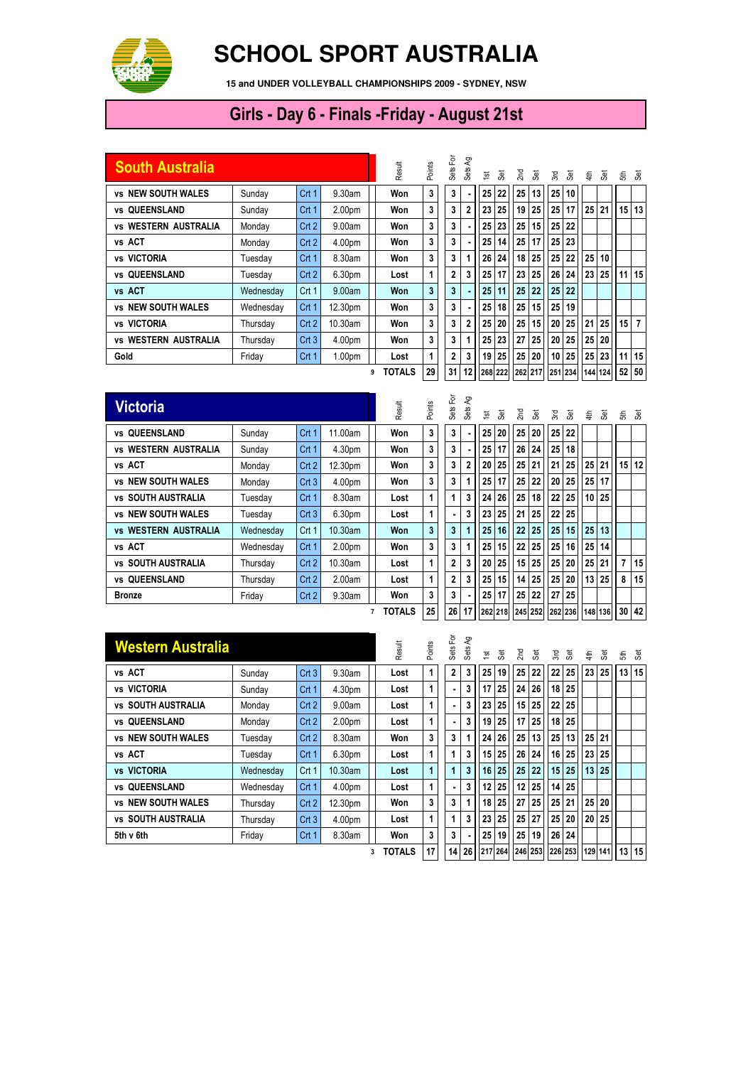# SCHOOL SPORT AUSTRALIA

**15 and UNDER VOLLEYBALL CHAMPIONSHIPS 2009 - SYDNEY, NSW**

## Girls - Day 6 - Finals -Friday - August 21st

| South Australia | | | | | Result | Points | Sets For | Sets Ag | 1st | Set | 2nd | Set | 3rd | Set | 4th | Set | 5th | Set |
|---|---|---|---|---|---|---|---|---|---|---|---|---|---|---|---|---|---|---|
| vs NEW SOUTH WALES | Sunday | Crt 1 | 9.30am | | Won | 3 | 3 | - | 25 | 22 | 25 | 13 | 25 | 10 | | | | |
| vs QUEENSLAND | Sunday | Crt 1 | 2.00pm | | Won | 3 | 3 | 2 | 23 | 25 | 19 | 25 | 25 | 17 | 25 | 21 | 15 | 13 |
| vs WESTERN AUSTRALIA | Monday | Crt 2 | 9.00am | | Won | 3 | 3 | - | 25 | 23 | 25 | 15 | 25 | 22 | | | | |
| vs ACT | Monday | Crt 2 | 4.00pm | | Won | 3 | 3 | - | 25 | 14 | 25 | 17 | 25 | 23 | | | | |
| vs VICTORIA | Tuesday | Crt 1 | 8.30am | | Won | 3 | 3 | 1 | 26 | 24 | 18 | 25 | 25 | 22 | 25 | 10 | | |
| vs QUEENSLAND | Tuesday | Crt 2 | 6.30pm | | Lost | 1 | 2 | 3 | 25 | 17 | 23 | 25 | 26 | 24 | 23 | 25 | 11 | 15 |
| vs ACT | Wednesday | Crt 1 | 9.00am | | Won | 3 | 3 | - | 25 | 11 | 25 | 22 | 25 | 22 | | | | |
| vs NEW SOUTH WALES | Wednesday | Crt 1 | 12.30pm | | Won | 3 | 3 | - | 25 | 18 | 25 | 15 | 25 | 19 | | | | |
| vs VICTORIA | Thursday | Crt 2 | 10.30am | | Won | 3 | 3 | 2 | 25 | 20 | 25 | 15 | 20 | 25 | 21 | 25 | 15 | 7 |
| vs WESTERN AUSTRALIA | Thursday | Crt 3 | 4.00pm | | Won | 3 | 3 | 1 | 25 | 23 | 27 | 25 | 20 | 25 | 25 | 20 | | |
| Gold | Friday | Crt 1 | 1.00pm | | Lost | 1 | 2 | 3 | 19 | 25 | 25 | 20 | 10 | 25 | 25 | 23 | 11 | 15 |
| | | | | 9 | TOTALS | 29 | 31 | 12 | 268 | 222 | 262 | 217 | 251 | 234 | 144 | 124 | 52 | 50 |

| Victoria | | | | | Result | Points | Sets For | Sets Ag | 1st | Set | 2nd | Set | 3rd | Set | 4th | Set | 5th | Set |
|---|---|---|---|---|---|---|---|---|---|---|---|---|---|---|---|---|---|---|
| vs QUEENSLAND | Sunday | Crt 1 | 11.00am | | Won | 3 | 3 | - | 25 | 20 | 25 | 20 | 25 | 22 | | | | |
| vs WESTERN AUSTRALIA | Sunday | Crt 1 | 4.30pm | | Won | 3 | 3 | - | 25 | 17 | 26 | 24 | 25 | 18 | | | | |
| vs ACT | Monday | Crt 2 | 12.30pm | | Won | 3 | 3 | 2 | 20 | 25 | 25 | 21 | 21 | 25 | 25 | 21 | 15 | 12 |
| vs NEW SOUTH WALES | Monday | Crt 3 | 4.00pm | | Won | 3 | 3 | 1 | 25 | 17 | 25 | 22 | 20 | 25 | 25 | 17 | | |
| vs SOUTH AUSTRALIA | Tuesday | Crt 1 | 8.30am | | Lost | 1 | 1 | 3 | 24 | 26 | 25 | 18 | 22 | 25 | 10 | 25 | | |
| vs NEW SOUTH WALES | Tuesday | Crt 3 | 6.30pm | | Lost | 1 | - | 3 | 23 | 25 | 21 | 25 | 22 | 25 | | | | |
| vs WESTERN AUSTRALIA | Wednesday | Crt 1 | 10.30am | | Won | 3 | 3 | 1 | 25 | 16 | 22 | 25 | 25 | 15 | 25 | 13 | | |
| vs ACT | Wednesday | Crt 1 | 2.00pm | | Won | 3 | 3 | 1 | 25 | 15 | 22 | 25 | 25 | 16 | 25 | 14 | | |
| vs SOUTH AUSTRALIA | Thursday | Crt 2 | 10.30am | | Lost | 1 | 2 | 3 | 20 | 25 | 15 | 25 | 25 | 20 | 25 | 21 | 7 | 15 |
| vs QUEENSLAND | Thursday | Crt 2 | 2.00am | | Lost | 1 | 2 | 3 | 25 | 15 | 14 | 25 | 25 | 20 | 13 | 25 | 8 | 15 |
| Bronze | Friday | Crt 2 | 9.30am | | Won | 3 | 3 | - | 25 | 17 | 25 | 22 | 27 | 25 | | | | |
| | | | | 7 | TOTALS | 25 | 26 | 17 | 262 | 218 | 245 | 252 | 262 | 236 | 148 | 136 | 30 | 42 |

| Western Australia | | | | | Result | Points | Sets For | Sets Ag | 1st | Set | 2nd | Set | 3rd | Set | 4th | Set | 5th | Set |
|---|---|---|---|---|---|---|---|---|---|---|---|---|---|---|---|---|---|---|
| vs ACT | Sunday | Crt 3 | 9.30am | | Lost | 1 | 2 | 3 | 25 | 19 | 25 | 22 | 22 | 25 | 23 | 25 | 13 | 15 |
| vs VICTORIA | Sunday | Crt 1 | 4.30pm | | Lost | 1 | - | 3 | 17 | 25 | 24 | 26 | 18 | 25 | | | | |
| vs SOUTH AUSTRALIA | Monday | Crt 2 | 9.00am | | Lost | 1 | - | 3 | 23 | 25 | 15 | 25 | 22 | 25 | | | | |
| vs QUEENSLAND | Monday | Crt 2 | 2.00pm | | Lost | 1 | - | 3 | 19 | 25 | 17 | 25 | 18 | 25 | | | | |
| vs NEW SOUTH WALES | Tuesday | Crt 2 | 8.30am | | Won | 3 | 3 | 1 | 24 | 26 | 25 | 13 | 25 | 13 | 25 | 21 | | |
| vs ACT | Tuesday | Crt 1 | 6.30pm | | Lost | 1 | 1 | 3 | 15 | 25 | 26 | 24 | 16 | 25 | 23 | 25 | | |
| vs VICTORIA | Wednesday | Crt 1 | 10.30am | | Lost | 1 | 1 | 3 | 16 | 25 | 25 | 22 | 15 | 25 | 13 | 25 | | |
| vs QUEENSLAND | Wednesday | Crt 1 | 4.00pm | | Lost | 1 | - | 3 | 12 | 25 | 12 | 25 | 14 | 25 | | | | |
| vs NEW SOUTH WALES | Thursday | Crt 2 | 12.30pm | | Won | 3 | 3 | 1 | 18 | 25 | 27 | 25 | 25 | 21 | 25 | 20 | | |
| vs SOUTH AUSTRALIA | Thursday | Crt 3 | 4.00pm | | Lost | 1 | 1 | 3 | 23 | 25 | 25 | 27 | 25 | 20 | 20 | 25 | | |
| 5th v 6th | Friday | Crt 1 | 8.30am | | Won | 3 | 3 | - | 25 | 19 | 25 | 19 | 26 | 24 | | | | |
| | | | | 3 | TOTALS | 17 | 14 | 26 | 217 | 264 | 246 | 253 | 226 | 253 | 129 | 141 | 13 | 15 |